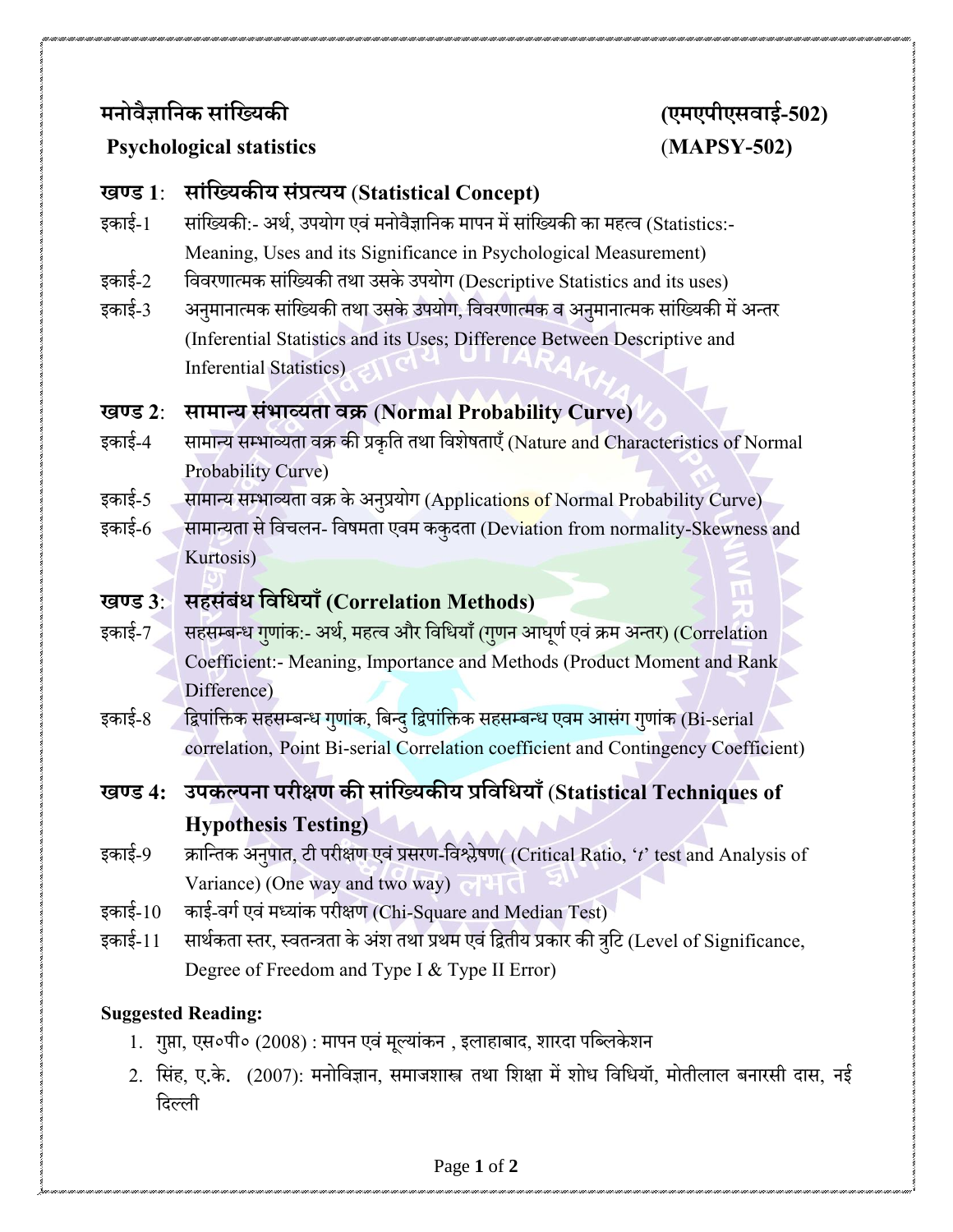**मनोवैज्ञानिक सांख्यिकी** **(एमएपीएसवाई-502)**

**Psychological statistics** **(MAPSY-502)**

## खण्ड 1: सांख्यिकीय संप्रत्यय (Statistical Concept)

- इकाई-1 सांख्यिकी:- अर्थ, उपयोग एवं मनोवैज्ञानिक मापन में सांख्यिकी का महत्व (Statistics:- Meaning, Uses and its Significance in Psychological Measurement)
- इकाई-2 विवरणात्मक सांख्यिकी तथा उसके उपयोग (Descriptive Statistics and its uses)
- इकाई-3 अनुमानात्मक सांख्यिकी तथा उसके उपयोग, विवरणात्मक व अनुमानात्मक सांख्यिकी में अन्तर (Inferential Statistics and its Uses; Difference Between Descriptive and Inferential Statistics)

## खण्ड 2: सामान्य संभाव्यता वक्र (Normal Probability Curve)

- इकाई-4 सामान्य सम्भाव्यता वक्र की प्रकृति तथा विशेषताएँ (Nature and Characteristics of Normal Probability Curve)
- इकाई-5 सामान्य सम्भाव्यता वक्र के अनुप्रयोग (Applications of Normal Probability Curve)
- इकाई-6 सामान्यता से विचलन- विषमता एवम ककुदता (Deviation from normality-Skewness and Kurtosis)

## खण्ड 3: सहसंबंध विधियाँ (Correlation Methods)

- इकाई-7 सहसम्बन्ध गुणांक:- अर्थ, महत्व और विधियाँ (गुणन आघूर्ण एवं क्रम अन्तर) (Correlation Coefficient:- Meaning, Importance and Methods (Product Moment and Rank Difference)
- इकाई-8 द्विपांक्तिक सहसम्बन्ध गुणांक, बिन्दु द्विपांक्तिक सहसम्बन्ध एवम आसंग गुणांक (Bi-serial correlation, Point Bi-serial Correlation coefficient and Contingency Coefficient)

## खण्ड 4: उपकल्पना परीक्षण की सांख्यिकीय प्रविधियाँ (Statistical Techniques of Hypothesis Testing)

- इकाई-9 क्रान्तिक अनुपात, टी परीक्षण एवं प्रसरण-विश्लेषण( (Critical Ratio, '*t*' test and Analysis of Variance) (One way and two way)
- इकाई-10 काई-वर्ग एवं मध्यांक परीक्षण (Chi-Square and Median Test)
- इकाई-11 सार्थकता स्तर, स्वतन्त्रता के अंश तथा प्रथम एवं द्वितीय प्रकार की त्रुटि (Level of Significance, Degree of Freedom and Type I & Type II Error)

**Suggested Reading:**

1. गुप्ता, एस०पी० (2008) : मापन एवं मूल्यांकन , इलाहाबाद, शारदा पब्लिकेशन
2. सिंह, ए.के. (2007): मनोविज्ञान, समाजशास्त्र तथा शिक्षा में शोध विधियॉ, मोतीलाल बनारसी दास, नई दिल्ली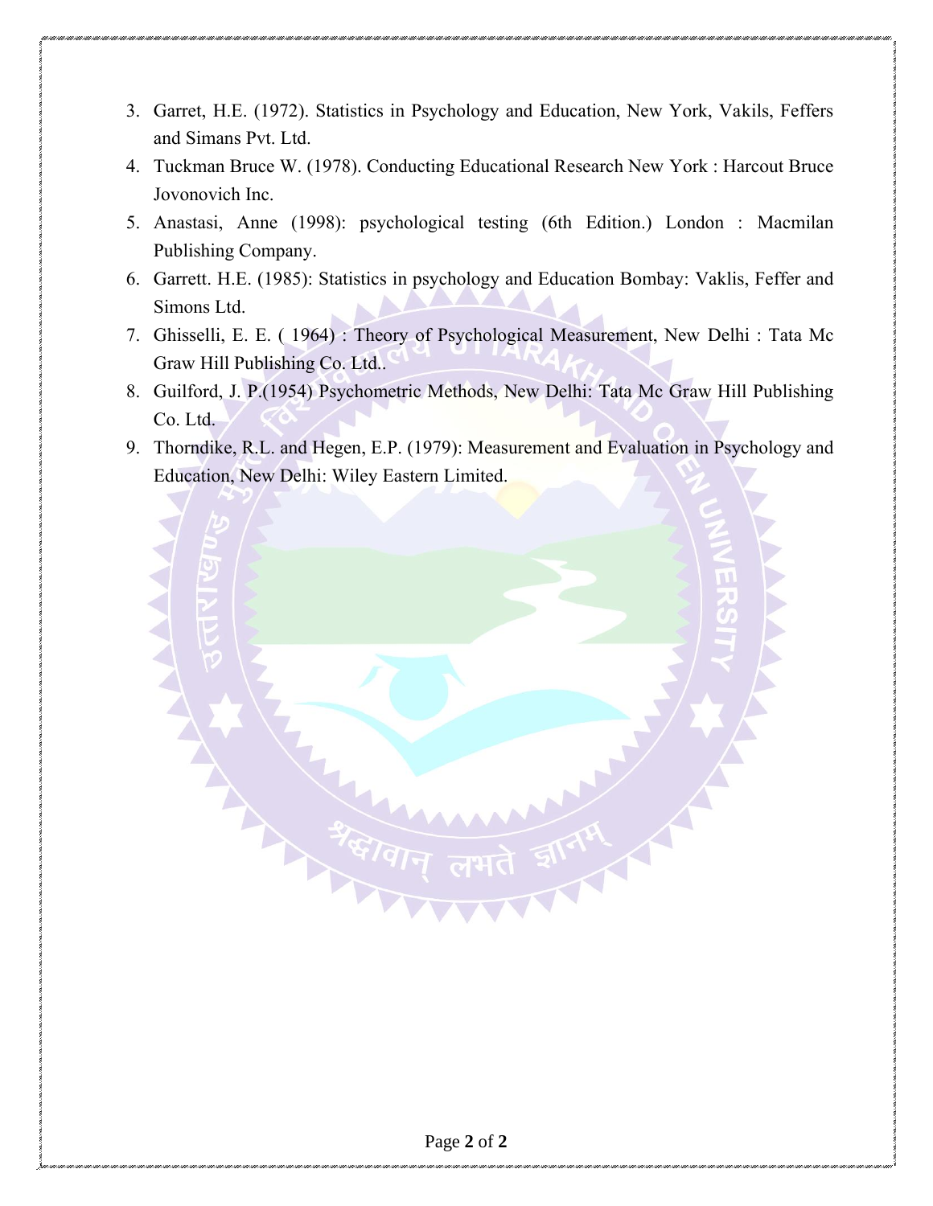3. Garret, H.E. (1972). Statistics in Psychology and Education, New York, Vakils, Feffers and Simans Pvt. Ltd.
4. Tuckman Bruce W. (1978). Conducting Educational Research New York : Harcout Bruce Jovonovich Inc.
5. Anastasi, Anne (1998): psychological testing (6th Edition.) London : Macmilan Publishing Company.
6. Garrett. H.E. (1985): Statistics in psychology and Education Bombay: Vaklis, Feffer and Simons Ltd.
7. Ghisselli, E. E. ( 1964) : Theory of Psychological Measurement, New Delhi : Tata Mc Graw Hill Publishing Co. Ltd..
8. Guilford, J. P.(1954) Psychometric Methods, New Delhi: Tata Mc Graw Hill Publishing Co. Ltd.
9. Thorndike, R.L. and Hegen, E.P. (1979): Measurement and Evaluation in Psychology and Education, New Delhi: Wiley Eastern Limited.